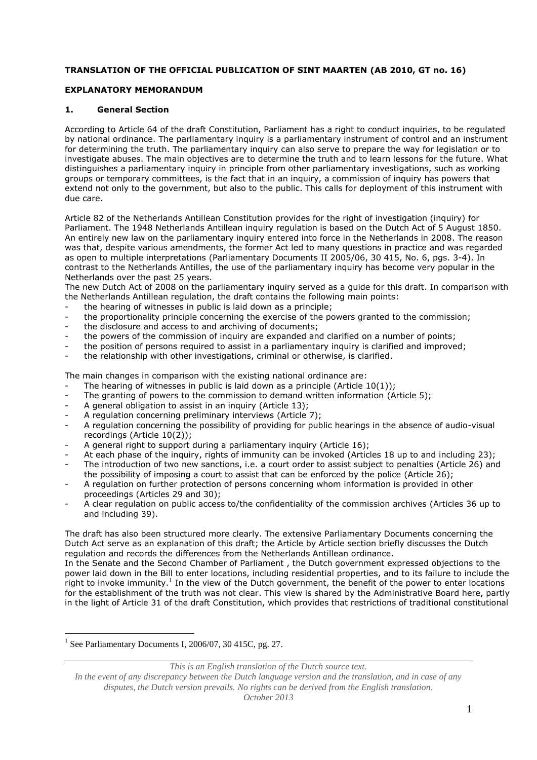**TRANSLATION OF THE OFFICIAL PUBLICATION OF SINT MAARTEN (AB 2010, GT no. 16)**

**EXPLANATORY MEMORANDUM**

## 1. General Section

According to Article 64 of the draft Constitution, Parliament has a right to conduct inquiries, to be regulated by national ordinance. The parliamentary inquiry is a parliamentary instrument of control and an instrument for determining the truth. The parliamentary inquiry can also serve to prepare the way for legislation or to investigate abuses. The main objectives are to determine the truth and to learn lessons for the future. What distinguishes a parliamentary inquiry in principle from other parliamentary investigations, such as working groups or temporary committees, is the fact that in an inquiry, a commission of inquiry has powers that extend not only to the government, but also to the public. This calls for deployment of this instrument with due care.

Article 82 of the Netherlands Antillean Constitution provides for the right of investigation (inquiry) for Parliament. The 1948 Netherlands Antillean inquiry regulation is based on the Dutch Act of 5 August 1850. An entirely new law on the parliamentary inquiry entered into force in the Netherlands in 2008. The reason was that, despite various amendments, the former Act led to many questions in practice and was regarded as open to multiple interpretations (Parliamentary Documents II 2005/06, 30 415, No. 6, pgs. 3-4). In contrast to the Netherlands Antilles, the use of the parliamentary inquiry has become very popular in the Netherlands over the past 25 years.
The new Dutch Act of 2008 on the parliamentary inquiry served as a guide for this draft. In comparison with the Netherlands Antillean regulation, the draft contains the following main points:

- the hearing of witnesses in public is laid down as a principle;
- the proportionality principle concerning the exercise of the powers granted to the commission;
- the disclosure and access to and archiving of documents;
- the powers of the commission of inquiry are expanded and clarified on a number of points;
- the position of persons required to assist in a parliamentary inquiry is clarified and improved;
- the relationship with other investigations, criminal or otherwise, is clarified.

The main changes in comparison with the existing national ordinance are:

- The hearing of witnesses in public is laid down as a principle (Article 10(1));
- The granting of powers to the commission to demand written information (Article 5);
- A general obligation to assist in an inquiry (Article 13);
- A regulation concerning preliminary interviews (Article 7);
- A regulation concerning the possibility of providing for public hearings in the absence of audio-visual recordings (Article 10(2));
- A general right to support during a parliamentary inquiry (Article 16);
- At each phase of the inquiry, rights of immunity can be invoked (Articles 18 up to and including 23);
- The introduction of two new sanctions, i.e. a court order to assist subject to penalties (Article 26) and the possibility of imposing a court to assist that can be enforced by the police (Article 26);
- A regulation on further protection of persons concerning whom information is provided in other proceedings (Articles 29 and 30);
- A clear regulation on public access to/the confidentiality of the commission archives (Articles 36 up to and including 39).

The draft has also been structured more clearly. The extensive Parliamentary Documents concerning the Dutch Act serve as an explanation of this draft; the Article by Article section briefly discusses the Dutch regulation and records the differences from the Netherlands Antillean ordinance.
In the Senate and the Second Chamber of Parliament , the Dutch government expressed objections to the power laid down in the Bill to enter locations, including residential properties, and to its failure to include the right to invoke immunity.[1] In the view of the Dutch government, the benefit of the power to enter locations for the establishment of the truth was not clear. This view is shared by the Administrative Board here, partly in the light of Article 31 of the draft Constitution, which provides that restrictions of traditional constitutional

[1] See Parliamentary Documents I, 2006/07, 30 415C, pg. 27.

*This is an English translation of the Dutch source text.*
*In the event of any discrepancy between the Dutch language version and the translation, and in case of any disputes, the Dutch version prevails. No rights can be derived from the English translation.*
*October 2013*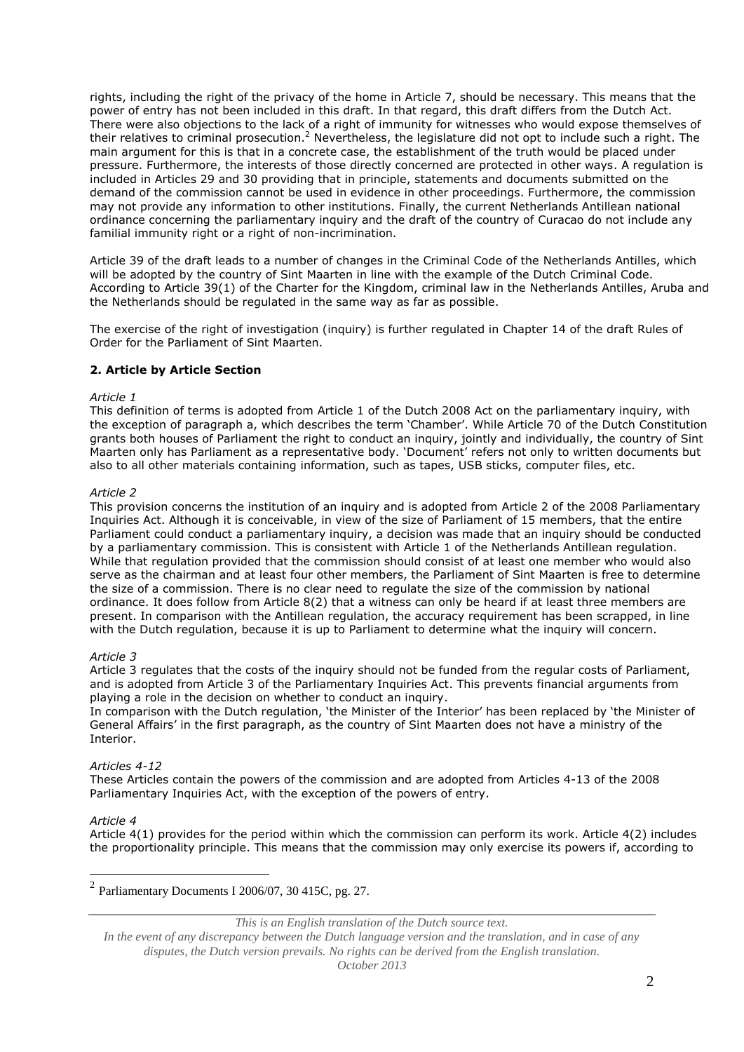rights, including the right of the privacy of the home in Article 7, should be necessary. This means that the power of entry has not been included in this draft. In that regard, this draft differs from the Dutch Act. There were also objections to the lack of a right of immunity for witnesses who would expose themselves of their relatives to criminal prosecution.[2] Nevertheless, the legislature did not opt to include such a right. The main argument for this is that in a concrete case, the establishment of the truth would be placed under pressure. Furthermore, the interests of those directly concerned are protected in other ways. A regulation is included in Articles 29 and 30 providing that in principle, statements and documents submitted on the demand of the commission cannot be used in evidence in other proceedings. Furthermore, the commission may not provide any information to other institutions. Finally, the current Netherlands Antillean national ordinance concerning the parliamentary inquiry and the draft of the country of Curacao do not include any familial immunity right or a right of non-incrimination.

Article 39 of the draft leads to a number of changes in the Criminal Code of the Netherlands Antilles, which will be adopted by the country of Sint Maarten in line with the example of the Dutch Criminal Code. According to Article 39(1) of the Charter for the Kingdom, criminal law in the Netherlands Antilles, Aruba and the Netherlands should be regulated in the same way as far as possible.

The exercise of the right of investigation (inquiry) is further regulated in Chapter 14 of the draft Rules of Order for the Parliament of Sint Maarten.

## 2. Article by Article Section

*Article 1*

This definition of terms is adopted from Article 1 of the Dutch 2008 Act on the parliamentary inquiry, with the exception of paragraph a, which describes the term 'Chamber'. While Article 70 of the Dutch Constitution grants both houses of Parliament the right to conduct an inquiry, jointly and individually, the country of Sint Maarten only has Parliament as a representative body. 'Document' refers not only to written documents but also to all other materials containing information, such as tapes, USB sticks, computer files, etc.

*Article 2*

This provision concerns the institution of an inquiry and is adopted from Article 2 of the 2008 Parliamentary Inquiries Act. Although it is conceivable, in view of the size of Parliament of 15 members, that the entire Parliament could conduct a parliamentary inquiry, a decision was made that an inquiry should be conducted by a parliamentary commission. This is consistent with Article 1 of the Netherlands Antillean regulation. While that regulation provided that the commission should consist of at least one member who would also serve as the chairman and at least four other members, the Parliament of Sint Maarten is free to determine the size of a commission. There is no clear need to regulate the size of the commission by national ordinance. It does follow from Article 8(2) that a witness can only be heard if at least three members are present. In comparison with the Antillean regulation, the accuracy requirement has been scrapped, in line with the Dutch regulation, because it is up to Parliament to determine what the inquiry will concern.

*Article 3*

Article 3 regulates that the costs of the inquiry should not be funded from the regular costs of Parliament, and is adopted from Article 3 of the Parliamentary Inquiries Act. This prevents financial arguments from playing a role in the decision on whether to conduct an inquiry.

In comparison with the Dutch regulation, 'the Minister of the Interior' has been replaced by 'the Minister of General Affairs' in the first paragraph, as the country of Sint Maarten does not have a ministry of the Interior.

*Articles 4-12*

These Articles contain the powers of the commission and are adopted from Articles 4-13 of the 2008 Parliamentary Inquiries Act, with the exception of the powers of entry.

*Article 4*

Article 4(1) provides for the period within which the commission can perform its work. Article 4(2) includes the proportionality principle. This means that the commission may only exercise its powers if, according to

[2] Parliamentary Documents I 2006/07, 30 415C, pg. 27.

*This is an English translation of the Dutch source text.*
*In the event of any discrepancy between the Dutch language version and the translation, and in case of any disputes, the Dutch version prevails. No rights can be derived from the English translation.*
*October 2013*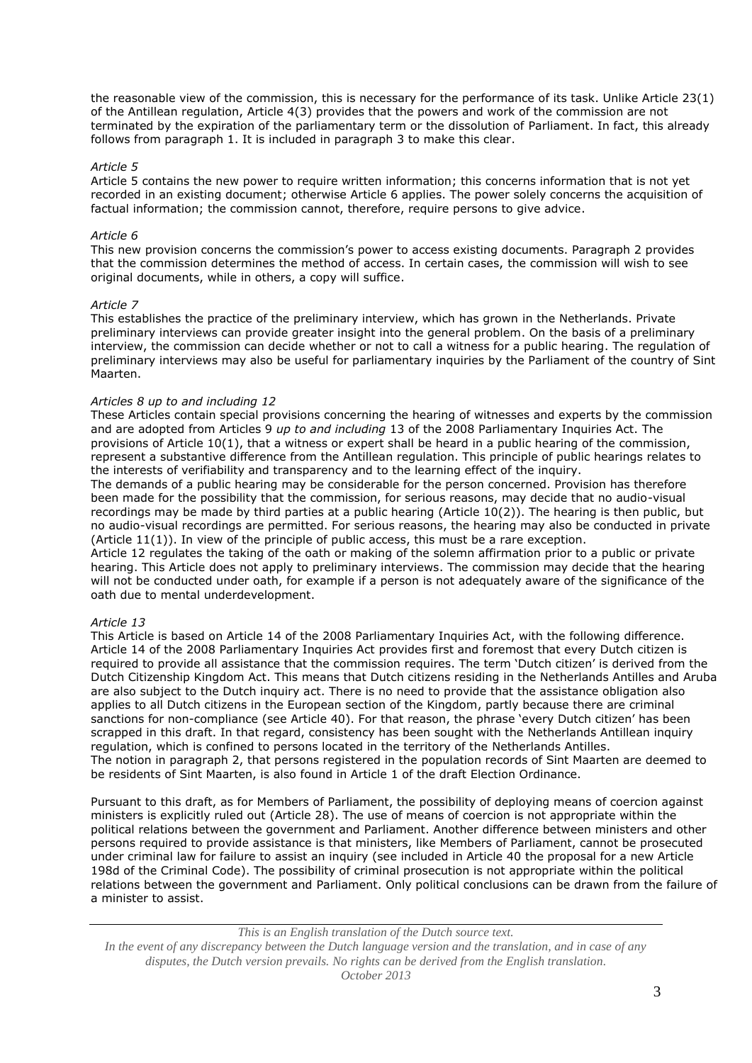the reasonable view of the commission, this is necessary for the performance of its task. Unlike Article 23(1) of the Antillean regulation, Article 4(3) provides that the powers and work of the commission are not terminated by the expiration of the parliamentary term or the dissolution of Parliament. In fact, this already follows from paragraph 1. It is included in paragraph 3 to make this clear.

*Article 5*

Article 5 contains the new power to require written information; this concerns information that is not yet recorded in an existing document; otherwise Article 6 applies. The power solely concerns the acquisition of factual information; the commission cannot, therefore, require persons to give advice.

*Article 6*

This new provision concerns the commission's power to access existing documents. Paragraph 2 provides that the commission determines the method of access. In certain cases, the commission will wish to see original documents, while in others, a copy will suffice.

*Article 7*

This establishes the practice of the preliminary interview, which has grown in the Netherlands. Private preliminary interviews can provide greater insight into the general problem. On the basis of a preliminary interview, the commission can decide whether or not to call a witness for a public hearing. The regulation of preliminary interviews may also be useful for parliamentary inquiries by the Parliament of the country of Sint Maarten.

*Articles 8 up to and including 12*

These Articles contain special provisions concerning the hearing of witnesses and experts by the commission and are adopted from Articles 9 *up to and including* 13 of the 2008 Parliamentary Inquiries Act. The provisions of Article 10(1), that a witness or expert shall be heard in a public hearing of the commission, represent a substantive difference from the Antillean regulation. This principle of public hearings relates to the interests of verifiability and transparency and to the learning effect of the inquiry.

The demands of a public hearing may be considerable for the person concerned. Provision has therefore been made for the possibility that the commission, for serious reasons, may decide that no audio-visual recordings may be made by third parties at a public hearing (Article 10(2)). The hearing is then public, but no audio-visual recordings are permitted. For serious reasons, the hearing may also be conducted in private (Article 11(1)). In view of the principle of public access, this must be a rare exception.

Article 12 regulates the taking of the oath or making of the solemn affirmation prior to a public or private hearing. This Article does not apply to preliminary interviews. The commission may decide that the hearing will not be conducted under oath, for example if a person is not adequately aware of the significance of the oath due to mental underdevelopment.

*Article 13*

This Article is based on Article 14 of the 2008 Parliamentary Inquiries Act, with the following difference. Article 14 of the 2008 Parliamentary Inquiries Act provides first and foremost that every Dutch citizen is required to provide all assistance that the commission requires. The term 'Dutch citizen' is derived from the Dutch Citizenship Kingdom Act. This means that Dutch citizens residing in the Netherlands Antilles and Aruba are also subject to the Dutch inquiry act. There is no need to provide that the assistance obligation also applies to all Dutch citizens in the European section of the Kingdom, partly because there are criminal sanctions for non-compliance (see Article 40). For that reason, the phrase 'every Dutch citizen' has been scrapped in this draft. In that regard, consistency has been sought with the Netherlands Antillean inquiry regulation, which is confined to persons located in the territory of the Netherlands Antilles.

The notion in paragraph 2, that persons registered in the population records of Sint Maarten are deemed to be residents of Sint Maarten, is also found in Article 1 of the draft Election Ordinance.

Pursuant to this draft, as for Members of Parliament, the possibility of deploying means of coercion against ministers is explicitly ruled out (Article 28). The use of means of coercion is not appropriate within the political relations between the government and Parliament. Another difference between ministers and other persons required to provide assistance is that ministers, like Members of Parliament, cannot be prosecuted under criminal law for failure to assist an inquiry (see included in Article 40 the proposal for a new Article 198d of the Criminal Code). The possibility of criminal prosecution is not appropriate within the political relations between the government and Parliament. Only political conclusions can be drawn from the failure of a minister to assist.

---

*This is an English translation of the Dutch source text.*
*In the event of any discrepancy between the Dutch language version and the translation, and in case of any disputes, the Dutch version prevails. No rights can be derived from the English translation.*
*October 2013*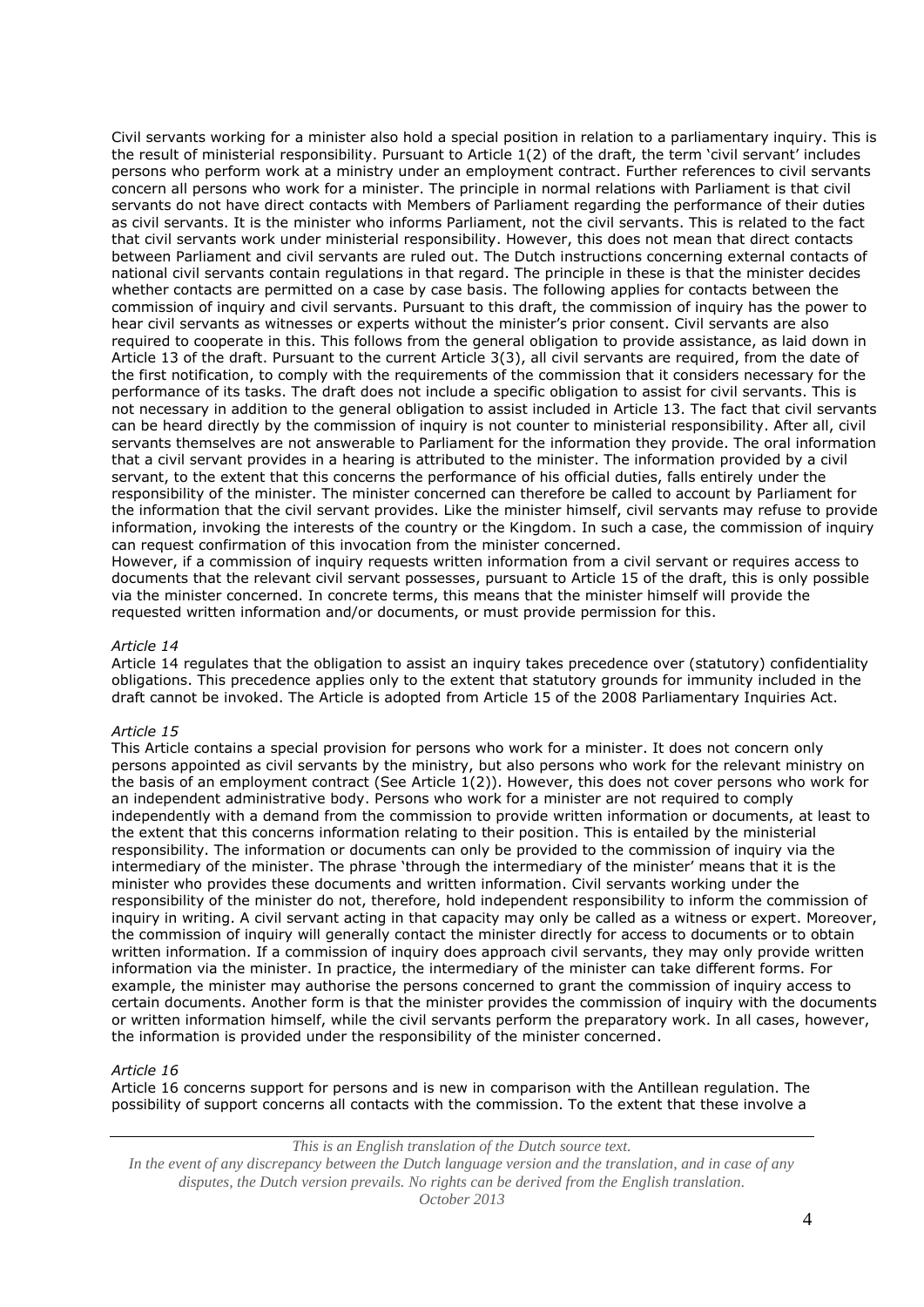Civil servants working for a minister also hold a special position in relation to a parliamentary inquiry. This is the result of ministerial responsibility. Pursuant to Article 1(2) of the draft, the term 'civil servant' includes persons who perform work at a ministry under an employment contract. Further references to civil servants concern all persons who work for a minister. The principle in normal relations with Parliament is that civil servants do not have direct contacts with Members of Parliament regarding the performance of their duties as civil servants. It is the minister who informs Parliament, not the civil servants. This is related to the fact that civil servants work under ministerial responsibility. However, this does not mean that direct contacts between Parliament and civil servants are ruled out. The Dutch instructions concerning external contacts of national civil servants contain regulations in that regard. The principle in these is that the minister decides whether contacts are permitted on a case by case basis. The following applies for contacts between the commission of inquiry and civil servants. Pursuant to this draft, the commission of inquiry has the power to hear civil servants as witnesses or experts without the minister's prior consent. Civil servants are also required to cooperate in this. This follows from the general obligation to provide assistance, as laid down in Article 13 of the draft. Pursuant to the current Article 3(3), all civil servants are required, from the date of the first notification, to comply with the requirements of the commission that it considers necessary for the performance of its tasks. The draft does not include a specific obligation to assist for civil servants. This is not necessary in addition to the general obligation to assist included in Article 13. The fact that civil servants can be heard directly by the commission of inquiry is not counter to ministerial responsibility. After all, civil servants themselves are not answerable to Parliament for the information they provide. The oral information that a civil servant provides in a hearing is attributed to the minister. The information provided by a civil servant, to the extent that this concerns the performance of his official duties, falls entirely under the responsibility of the minister. The minister concerned can therefore be called to account by Parliament for the information that the civil servant provides. Like the minister himself, civil servants may refuse to provide information, invoking the interests of the country or the Kingdom. In such a case, the commission of inquiry can request confirmation of this invocation from the minister concerned.
However, if a commission of inquiry requests written information from a civil servant or requires access to documents that the relevant civil servant possesses, pursuant to Article 15 of the draft, this is only possible via the minister concerned. In concrete terms, this means that the minister himself will provide the requested written information and/or documents, or must provide permission for this.

*Article 14*

Article 14 regulates that the obligation to assist an inquiry takes precedence over (statutory) confidentiality obligations. This precedence applies only to the extent that statutory grounds for immunity included in the draft cannot be invoked. The Article is adopted from Article 15 of the 2008 Parliamentary Inquiries Act.

*Article 15*

This Article contains a special provision for persons who work for a minister. It does not concern only persons appointed as civil servants by the ministry, but also persons who work for the relevant ministry on the basis of an employment contract (See Article 1(2)). However, this does not cover persons who work for an independent administrative body. Persons who work for a minister are not required to comply independently with a demand from the commission to provide written information or documents, at least to the extent that this concerns information relating to their position. This is entailed by the ministerial responsibility. The information or documents can only be provided to the commission of inquiry via the intermediary of the minister. The phrase 'through the intermediary of the minister' means that it is the minister who provides these documents and written information. Civil servants working under the responsibility of the minister do not, therefore, hold independent responsibility to inform the commission of inquiry in writing. A civil servant acting in that capacity may only be called as a witness or expert. Moreover, the commission of inquiry will generally contact the minister directly for access to documents or to obtain written information. If a commission of inquiry does approach civil servants, they may only provide written information via the minister. In practice, the intermediary of the minister can take different forms. For example, the minister may authorise the persons concerned to grant the commission of inquiry access to certain documents. Another form is that the minister provides the commission of inquiry with the documents or written information himself, while the civil servants perform the preparatory work. In all cases, however, the information is provided under the responsibility of the minister concerned.

*Article 16*

Article 16 concerns support for persons and is new in comparison with the Antillean regulation. The possibility of support concerns all contacts with the commission. To the extent that these involve a

*This is an English translation of the Dutch source text. In the event of any discrepancy between the Dutch language version and the translation, and in case of any disputes, the Dutch version prevails. No rights can be derived from the English translation. October 2013*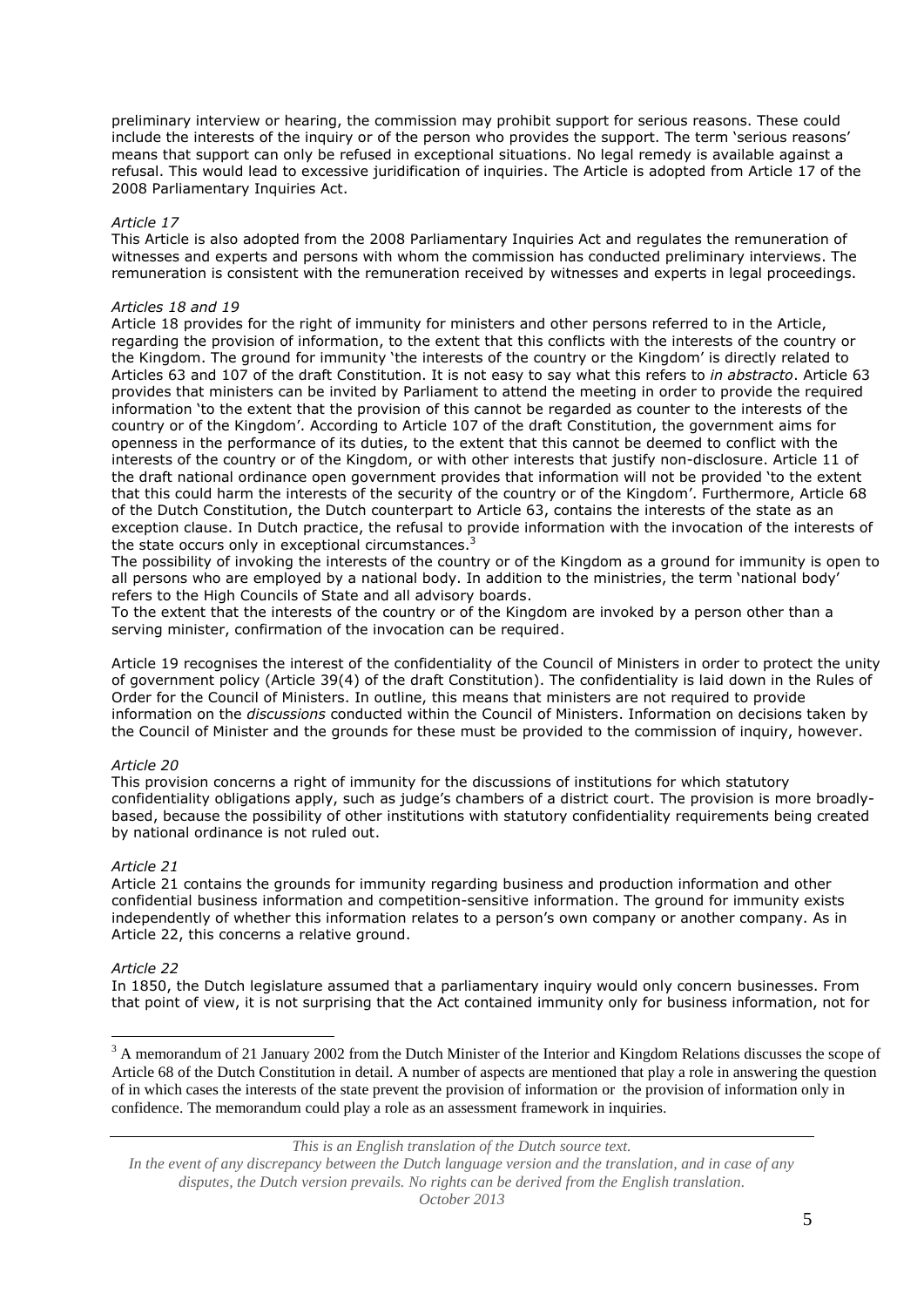preliminary interview or hearing, the commission may prohibit support for serious reasons. These could include the interests of the inquiry or of the person who provides the support. The term 'serious reasons' means that support can only be refused in exceptional situations. No legal remedy is available against a refusal. This would lead to excessive juridification of inquiries. The Article is adopted from Article 17 of the 2008 Parliamentary Inquiries Act.

*Article 17*

This Article is also adopted from the 2008 Parliamentary Inquiries Act and regulates the remuneration of witnesses and experts and persons with whom the commission has conducted preliminary interviews. The remuneration is consistent with the remuneration received by witnesses and experts in legal proceedings.

*Articles 18 and 19*

Article 18 provides for the right of immunity for ministers and other persons referred to in the Article, regarding the provision of information, to the extent that this conflicts with the interests of the country or the Kingdom. The ground for immunity 'the interests of the country or the Kingdom' is directly related to Articles 63 and 107 of the draft Constitution. It is not easy to say what this refers to *in abstracto*. Article 63 provides that ministers can be invited by Parliament to attend the meeting in order to provide the required information 'to the extent that the provision of this cannot be regarded as counter to the interests of the country or of the Kingdom'. According to Article 107 of the draft Constitution, the government aims for openness in the performance of its duties, to the extent that this cannot be deemed to conflict with the interests of the country or of the Kingdom, or with other interests that justify non-disclosure. Article 11 of the draft national ordinance open government provides that information will not be provided 'to the extent that this could harm the interests of the security of the country or of the Kingdom'. Furthermore, Article 68 of the Dutch Constitution, the Dutch counterpart to Article 63, contains the interests of the state as an exception clause. In Dutch practice, the refusal to provide information with the invocation of the interests of the state occurs only in exceptional circumstances.[3]

The possibility of invoking the interests of the country or of the Kingdom as a ground for immunity is open to all persons who are employed by a national body. In addition to the ministries, the term 'national body' refers to the High Councils of State and all advisory boards.

To the extent that the interests of the country or of the Kingdom are invoked by a person other than a serving minister, confirmation of the invocation can be required.

Article 19 recognises the interest of the confidentiality of the Council of Ministers in order to protect the unity of government policy (Article 39(4) of the draft Constitution). The confidentiality is laid down in the Rules of Order for the Council of Ministers. In outline, this means that ministers are not required to provide information on the *discussions* conducted within the Council of Ministers. Information on decisions taken by the Council of Minister and the grounds for these must be provided to the commission of inquiry, however.

*Article 20*

This provision concerns a right of immunity for the discussions of institutions for which statutory confidentiality obligations apply, such as judge's chambers of a district court. The provision is more broadly-based, because the possibility of other institutions with statutory confidentiality requirements being created by national ordinance is not ruled out.

*Article 21*

Article 21 contains the grounds for immunity regarding business and production information and other confidential business information and competition-sensitive information. The ground for immunity exists independently of whether this information relates to a person's own company or another company. As in Article 22, this concerns a relative ground.

*Article 22*

In 1850, the Dutch legislature assumed that a parliamentary inquiry would only concern businesses. From that point of view, it is not surprising that the Act contained immunity only for business information, not for

---

[3] A memorandum of 21 January 2002 from the Dutch Minister of the Interior and Kingdom Relations discusses the scope of Article 68 of the Dutch Constitution in detail. A number of aspects are mentioned that play a role in answering the question of in which cases the interests of the state prevent the provision of information or the provision of information only in confidence. The memorandum could play a role as an assessment framework in inquiries.

*This is an English translation of the Dutch source text.*
*In the event of any discrepancy between the Dutch language version and the translation, and in case of any disputes, the Dutch version prevails. No rights can be derived from the English translation.*
*October 2013*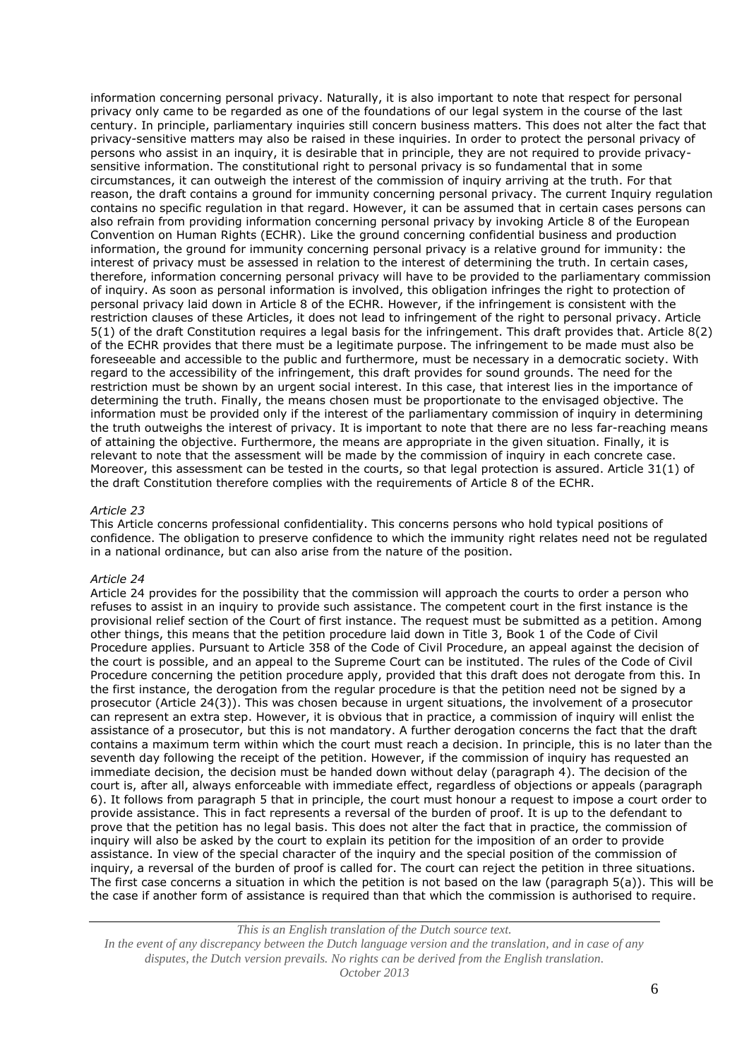information concerning personal privacy. Naturally, it is also important to note that respect for personal privacy only came to be regarded as one of the foundations of our legal system in the course of the last century. In principle, parliamentary inquiries still concern business matters. This does not alter the fact that privacy-sensitive matters may also be raised in these inquiries. In order to protect the personal privacy of persons who assist in an inquiry, it is desirable that in principle, they are not required to provide privacy-sensitive information. The constitutional right to personal privacy is so fundamental that in some circumstances, it can outweigh the interest of the commission of inquiry arriving at the truth. For that reason, the draft contains a ground for immunity concerning personal privacy. The current Inquiry regulation contains no specific regulation in that regard. However, it can be assumed that in certain cases persons can also refrain from providing information concerning personal privacy by invoking Article 8 of the European Convention on Human Rights (ECHR). Like the ground concerning confidential business and production information, the ground for immunity concerning personal privacy is a relative ground for immunity: the interest of privacy must be assessed in relation to the interest of determining the truth. In certain cases, therefore, information concerning personal privacy will have to be provided to the parliamentary commission of inquiry. As soon as personal information is involved, this obligation infringes the right to protection of personal privacy laid down in Article 8 of the ECHR. However, if the infringement is consistent with the restriction clauses of these Articles, it does not lead to infringement of the right to personal privacy. Article 5(1) of the draft Constitution requires a legal basis for the infringement. This draft provides that. Article 8(2) of the ECHR provides that there must be a legitimate purpose. The infringement to be made must also be foreseeable and accessible to the public and furthermore, must be necessary in a democratic society. With regard to the accessibility of the infringement, this draft provides for sound grounds. The need for the restriction must be shown by an urgent social interest. In this case, that interest lies in the importance of determining the truth. Finally, the means chosen must be proportionate to the envisaged objective. The information must be provided only if the interest of the parliamentary commission of inquiry in determining the truth outweighs the interest of privacy. It is important to note that there are no less far-reaching means of attaining the objective. Furthermore, the means are appropriate in the given situation. Finally, it is relevant to note that the assessment will be made by the commission of inquiry in each concrete case. Moreover, this assessment can be tested in the courts, so that legal protection is assured. Article 31(1) of the draft Constitution therefore complies with the requirements of Article 8 of the ECHR.

*Article 23*

This Article concerns professional confidentiality. This concerns persons who hold typical positions of confidence. The obligation to preserve confidence to which the immunity right relates need not be regulated in a national ordinance, but can also arise from the nature of the position.

*Article 24*

Article 24 provides for the possibility that the commission will approach the courts to order a person who refuses to assist in an inquiry to provide such assistance. The competent court in the first instance is the provisional relief section of the Court of first instance. The request must be submitted as a petition. Among other things, this means that the petition procedure laid down in Title 3, Book 1 of the Code of Civil Procedure applies. Pursuant to Article 358 of the Code of Civil Procedure, an appeal against the decision of the court is possible, and an appeal to the Supreme Court can be instituted. The rules of the Code of Civil Procedure concerning the petition procedure apply, provided that this draft does not derogate from this. In the first instance, the derogation from the regular procedure is that the petition need not be signed by a prosecutor (Article 24(3)). This was chosen because in urgent situations, the involvement of a prosecutor can represent an extra step. However, it is obvious that in practice, a commission of inquiry will enlist the assistance of a prosecutor, but this is not mandatory. A further derogation concerns the fact that the draft contains a maximum term within which the court must reach a decision. In principle, this is no later than the seventh day following the receipt of the petition. However, if the commission of inquiry has requested an immediate decision, the decision must be handed down without delay (paragraph 4). The decision of the court is, after all, always enforceable with immediate effect, regardless of objections or appeals (paragraph 6). It follows from paragraph 5 that in principle, the court must honour a request to impose a court order to provide assistance. This in fact represents a reversal of the burden of proof. It is up to the defendant to prove that the petition has no legal basis. This does not alter the fact that in practice, the commission of inquiry will also be asked by the court to explain its petition for the imposition of an order to provide assistance. In view of the special character of the inquiry and the special position of the commission of inquiry, a reversal of the burden of proof is called for. The court can reject the petition in three situations. The first case concerns a situation in which the petition is not based on the law (paragraph 5(a)). This will be the case if another form of assistance is required than that which the commission is authorised to require.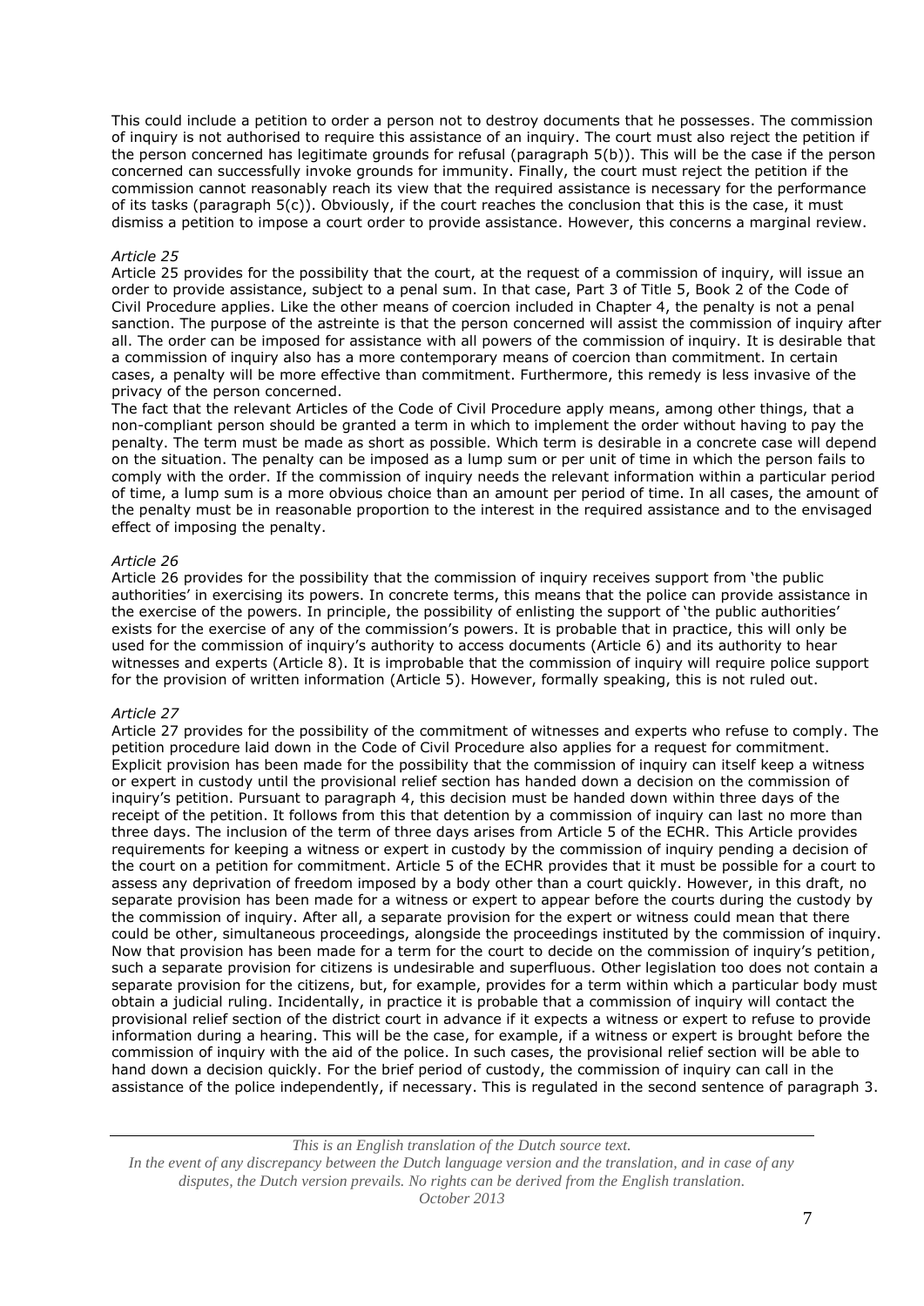This could include a petition to order a person not to destroy documents that he possesses. The commission of inquiry is not authorised to require this assistance of an inquiry. The court must also reject the petition if the person concerned has legitimate grounds for refusal (paragraph 5(b)). This will be the case if the person concerned can successfully invoke grounds for immunity. Finally, the court must reject the petition if the commission cannot reasonably reach its view that the required assistance is necessary for the performance of its tasks (paragraph 5(c)). Obviously, if the court reaches the conclusion that this is the case, it must dismiss a petition to impose a court order to provide assistance. However, this concerns a marginal review.

*Article 25*

Article 25 provides for the possibility that the court, at the request of a commission of inquiry, will issue an order to provide assistance, subject to a penal sum. In that case, Part 3 of Title 5, Book 2 of the Code of Civil Procedure applies. Like the other means of coercion included in Chapter 4, the penalty is not a penal sanction. The purpose of the astreinte is that the person concerned will assist the commission of inquiry after all. The order can be imposed for assistance with all powers of the commission of inquiry. It is desirable that a commission of inquiry also has a more contemporary means of coercion than commitment. In certain cases, a penalty will be more effective than commitment. Furthermore, this remedy is less invasive of the privacy of the person concerned.

The fact that the relevant Articles of the Code of Civil Procedure apply means, among other things, that a non-compliant person should be granted a term in which to implement the order without having to pay the penalty. The term must be made as short as possible. Which term is desirable in a concrete case will depend on the situation. The penalty can be imposed as a lump sum or per unit of time in which the person fails to comply with the order. If the commission of inquiry needs the relevant information within a particular period of time, a lump sum is a more obvious choice than an amount per period of time. In all cases, the amount of the penalty must be in reasonable proportion to the interest in the required assistance and to the envisaged effect of imposing the penalty.

*Article 26*

Article 26 provides for the possibility that the commission of inquiry receives support from 'the public authorities' in exercising its powers. In concrete terms, this means that the police can provide assistance in the exercise of the powers. In principle, the possibility of enlisting the support of 'the public authorities' exists for the exercise of any of the commission's powers. It is probable that in practice, this will only be used for the commission of inquiry's authority to access documents (Article 6) and its authority to hear witnesses and experts (Article 8). It is improbable that the commission of inquiry will require police support for the provision of written information (Article 5). However, formally speaking, this is not ruled out.

*Article 27*

Article 27 provides for the possibility of the commitment of witnesses and experts who refuse to comply. The petition procedure laid down in the Code of Civil Procedure also applies for a request for commitment. Explicit provision has been made for the possibility that the commission of inquiry can itself keep a witness or expert in custody until the provisional relief section has handed down a decision on the commission of inquiry's petition. Pursuant to paragraph 4, this decision must be handed down within three days of the receipt of the petition. It follows from this that detention by a commission of inquiry can last no more than three days. The inclusion of the term of three days arises from Article 5 of the ECHR. This Article provides requirements for keeping a witness or expert in custody by the commission of inquiry pending a decision of the court on a petition for commitment. Article 5 of the ECHR provides that it must be possible for a court to assess any deprivation of freedom imposed by a body other than a court quickly. However, in this draft, no separate provision has been made for a witness or expert to appear before the courts during the custody by the commission of inquiry. After all, a separate provision for the expert or witness could mean that there could be other, simultaneous proceedings, alongside the proceedings instituted by the commission of inquiry. Now that provision has been made for a term for the court to decide on the commission of inquiry's petition, such a separate provision for citizens is undesirable and superfluous. Other legislation too does not contain a separate provision for the citizens, but, for example, provides for a term within which a particular body must obtain a judicial ruling. Incidentally, in practice it is probable that a commission of inquiry will contact the provisional relief section of the district court in advance if it expects a witness or expert to refuse to provide information during a hearing. This will be the case, for example, if a witness or expert is brought before the commission of inquiry with the aid of the police. In such cases, the provisional relief section will be able to hand down a decision quickly. For the brief period of custody, the commission of inquiry can call in the assistance of the police independently, if necessary. This is regulated in the second sentence of paragraph 3.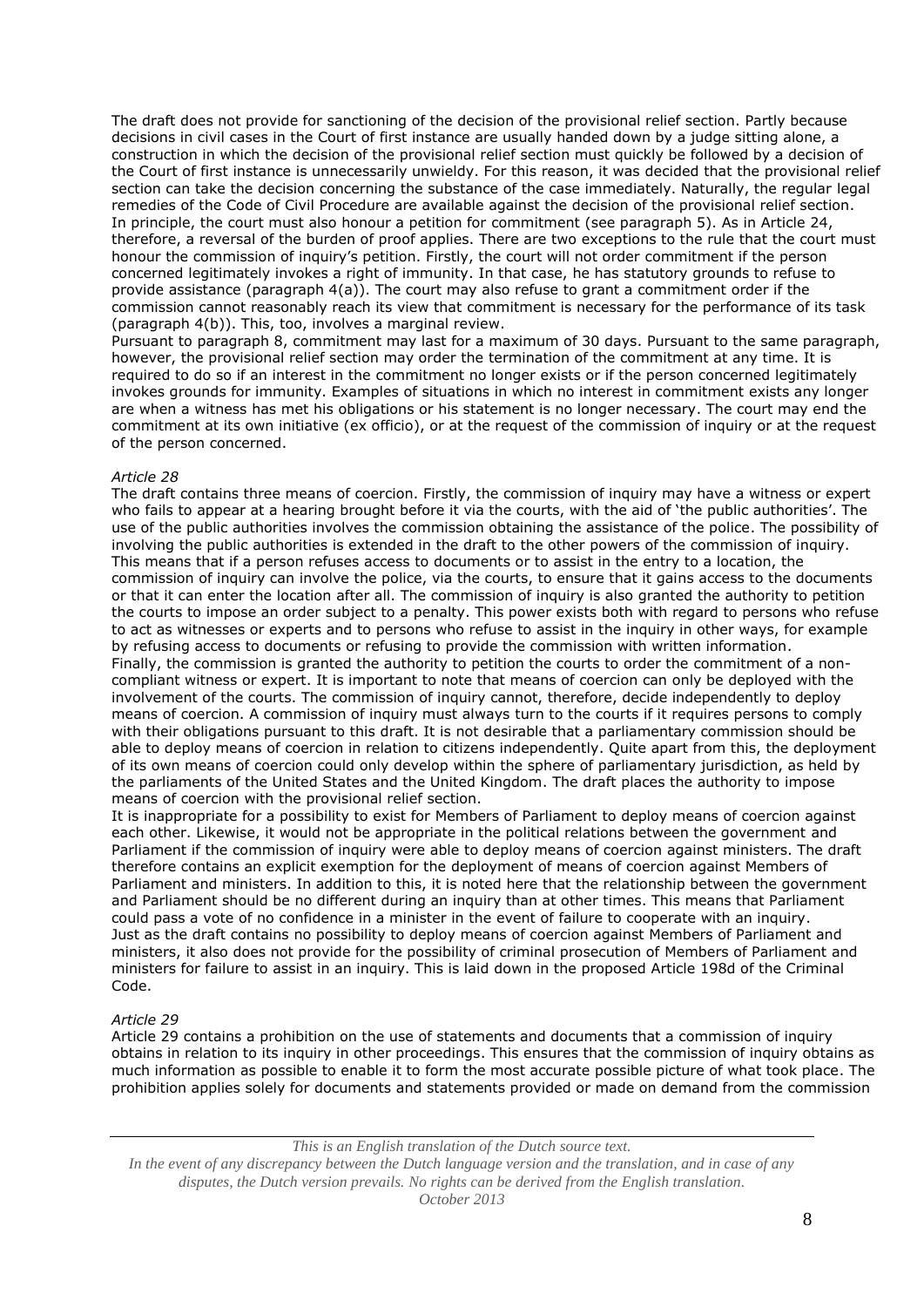The draft does not provide for sanctioning of the decision of the provisional relief section. Partly because decisions in civil cases in the Court of first instance are usually handed down by a judge sitting alone, a construction in which the decision of the provisional relief section must quickly be followed by a decision of the Court of first instance is unnecessarily unwieldy. For this reason, it was decided that the provisional relief section can take the decision concerning the substance of the case immediately. Naturally, the regular legal remedies of the Code of Civil Procedure are available against the decision of the provisional relief section.
In principle, the court must also honour a petition for commitment (see paragraph 5). As in Article 24, therefore, a reversal of the burden of proof applies. There are two exceptions to the rule that the court must honour the commission of inquiry's petition. Firstly, the court will not order commitment if the person concerned legitimately invokes a right of immunity. In that case, he has statutory grounds to refuse to provide assistance (paragraph 4(a)). The court may also refuse to grant a commitment order if the commission cannot reasonably reach its view that commitment is necessary for the performance of its task (paragraph 4(b)). This, too, involves a marginal review.
Pursuant to paragraph 8, commitment may last for a maximum of 30 days. Pursuant to the same paragraph, however, the provisional relief section may order the termination of the commitment at any time. It is required to do so if an interest in the commitment no longer exists or if the person concerned legitimately invokes grounds for immunity. Examples of situations in which no interest in commitment exists any longer are when a witness has met his obligations or his statement is no longer necessary. The court may end the commitment at its own initiative (ex officio), or at the request of the commission of inquiry or at the request of the person concerned.

*Article 28*
The draft contains three means of coercion. Firstly, the commission of inquiry may have a witness or expert who fails to appear at a hearing brought before it via the courts, with the aid of 'the public authorities'. The use of the public authorities involves the commission obtaining the assistance of the police. The possibility of involving the public authorities is extended in the draft to the other powers of the commission of inquiry. This means that if a person refuses access to documents or to assist in the entry to a location, the commission of inquiry can involve the police, via the courts, to ensure that it gains access to the documents or that it can enter the location after all. The commission of inquiry is also granted the authority to petition the courts to impose an order subject to a penalty. This power exists both with regard to persons who refuse to act as witnesses or experts and to persons who refuse to assist in the inquiry in other ways, for example by refusing access to documents or refusing to provide the commission with written information.
Finally, the commission is granted the authority to petition the courts to order the commitment of a non-compliant witness or expert. It is important to note that means of coercion can only be deployed with the involvement of the courts. The commission of inquiry cannot, therefore, decide independently to deploy means of coercion. A commission of inquiry must always turn to the courts if it requires persons to comply with their obligations pursuant to this draft. It is not desirable that a parliamentary commission should be able to deploy means of coercion in relation to citizens independently. Quite apart from this, the deployment of its own means of coercion could only develop within the sphere of parliamentary jurisdiction, as held by the parliaments of the United States and the United Kingdom. The draft places the authority to impose means of coercion with the provisional relief section.
It is inappropriate for a possibility to exist for Members of Parliament to deploy means of coercion against each other. Likewise, it would not be appropriate in the political relations between the government and Parliament if the commission of inquiry were able to deploy means of coercion against ministers. The draft therefore contains an explicit exemption for the deployment of means of coercion against Members of Parliament and ministers. In addition to this, it is noted here that the relationship between the government and Parliament should be no different during an inquiry than at other times. This means that Parliament could pass a vote of no confidence in a minister in the event of failure to cooperate with an inquiry.
Just as the draft contains no possibility to deploy means of coercion against Members of Parliament and ministers, it also does not provide for the possibility of criminal prosecution of Members of Parliament and ministers for failure to assist in an inquiry. This is laid down in the proposed Article 198d of the Criminal Code.

*Article 29*
Article 29 contains a prohibition on the use of statements and documents that a commission of inquiry obtains in relation to its inquiry in other proceedings. This ensures that the commission of inquiry obtains as much information as possible to enable it to form the most accurate possible picture of what took place. The prohibition applies solely for documents and statements provided or made on demand from the commission

*This is an English translation of the Dutch source text.*
*In the event of any discrepancy between the Dutch language version and the translation, and in case of any disputes, the Dutch version prevails. No rights can be derived from the English translation.*
*October 2013*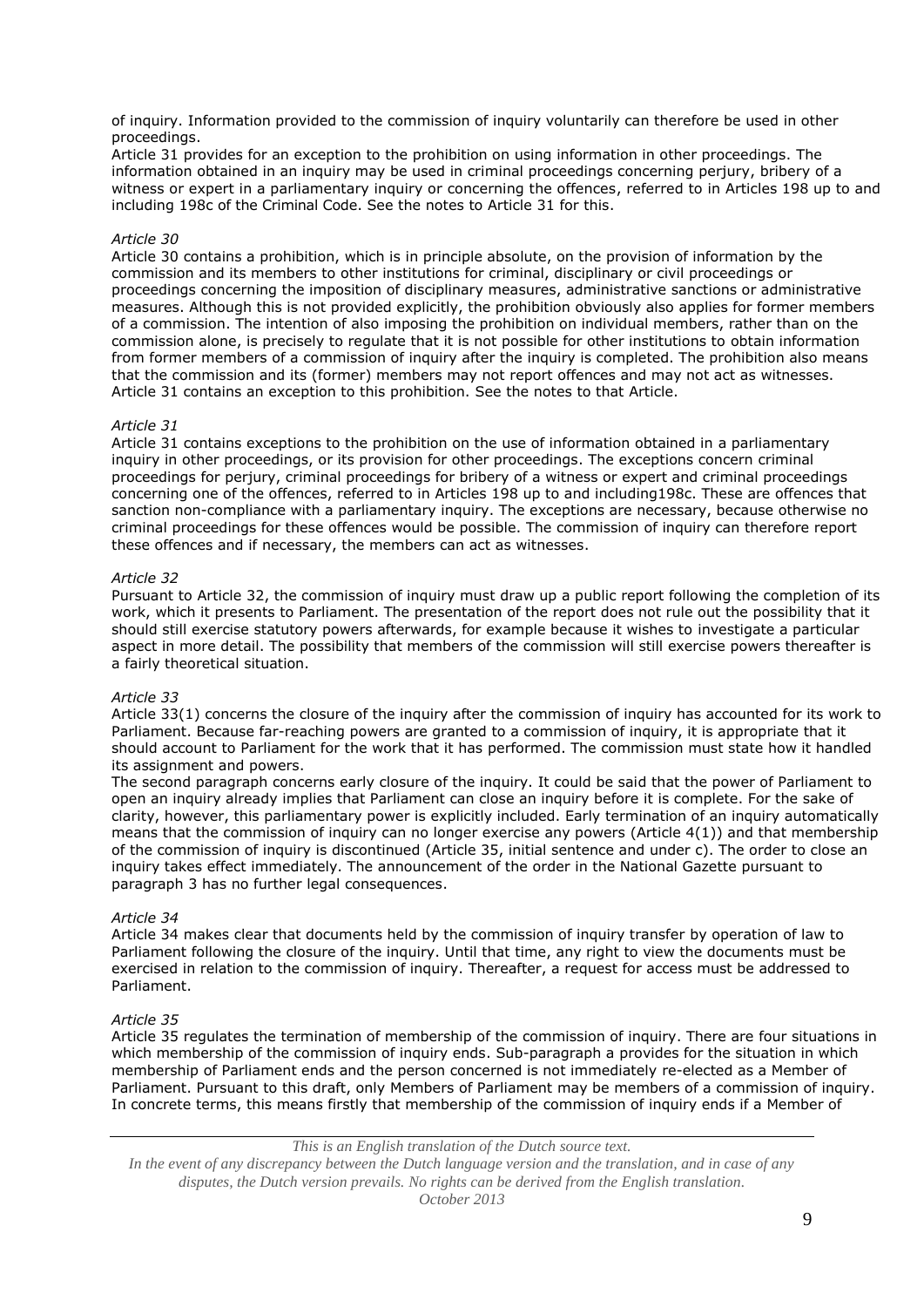of inquiry. Information provided to the commission of inquiry voluntarily can therefore be used in other proceedings.

Article 31 provides for an exception to the prohibition on using information in other proceedings. The information obtained in an inquiry may be used in criminal proceedings concerning perjury, bribery of a witness or expert in a parliamentary inquiry or concerning the offences, referred to in Articles 198 up to and including 198c of the Criminal Code. See the notes to Article 31 for this.

*Article 30*

Article 30 contains a prohibition, which is in principle absolute, on the provision of information by the commission and its members to other institutions for criminal, disciplinary or civil proceedings or proceedings concerning the imposition of disciplinary measures, administrative sanctions or administrative measures. Although this is not provided explicitly, the prohibition obviously also applies for former members of a commission. The intention of also imposing the prohibition on individual members, rather than on the commission alone, is precisely to regulate that it is not possible for other institutions to obtain information from former members of a commission of inquiry after the inquiry is completed. The prohibition also means that the commission and its (former) members may not report offences and may not act as witnesses. Article 31 contains an exception to this prohibition. See the notes to that Article.

*Article 31*

Article 31 contains exceptions to the prohibition on the use of information obtained in a parliamentary inquiry in other proceedings, or its provision for other proceedings. The exceptions concern criminal proceedings for perjury, criminal proceedings for bribery of a witness or expert and criminal proceedings concerning one of the offences, referred to in Articles 198 up to and including198c. These are offences that sanction non-compliance with a parliamentary inquiry. The exceptions are necessary, because otherwise no criminal proceedings for these offences would be possible. The commission of inquiry can therefore report these offences and if necessary, the members can act as witnesses.

*Article 32*

Pursuant to Article 32, the commission of inquiry must draw up a public report following the completion of its work, which it presents to Parliament. The presentation of the report does not rule out the possibility that it should still exercise statutory powers afterwards, for example because it wishes to investigate a particular aspect in more detail. The possibility that members of the commission will still exercise powers thereafter is a fairly theoretical situation.

*Article 33*

Article 33(1) concerns the closure of the inquiry after the commission of inquiry has accounted for its work to Parliament. Because far-reaching powers are granted to a commission of inquiry, it is appropriate that it should account to Parliament for the work that it has performed. The commission must state how it handled its assignment and powers.

The second paragraph concerns early closure of the inquiry. It could be said that the power of Parliament to open an inquiry already implies that Parliament can close an inquiry before it is complete. For the sake of clarity, however, this parliamentary power is explicitly included. Early termination of an inquiry automatically means that the commission of inquiry can no longer exercise any powers (Article 4(1)) and that membership of the commission of inquiry is discontinued (Article 35, initial sentence and under c). The order to close an inquiry takes effect immediately. The announcement of the order in the National Gazette pursuant to paragraph 3 has no further legal consequences.

*Article 34*

Article 34 makes clear that documents held by the commission of inquiry transfer by operation of law to Parliament following the closure of the inquiry. Until that time, any right to view the documents must be exercised in relation to the commission of inquiry. Thereafter, a request for access must be addressed to Parliament.

*Article 35*

Article 35 regulates the termination of membership of the commission of inquiry. There are four situations in which membership of the commission of inquiry ends. Sub-paragraph a provides for the situation in which membership of Parliament ends and the person concerned is not immediately re-elected as a Member of Parliament. Pursuant to this draft, only Members of Parliament may be members of a commission of inquiry. In concrete terms, this means firstly that membership of the commission of inquiry ends if a Member of

*This is an English translation of the Dutch source text.*
*In the event of any discrepancy between the Dutch language version and the translation, and in case of any disputes, the Dutch version prevails. No rights can be derived from the English translation.*
*October 2013*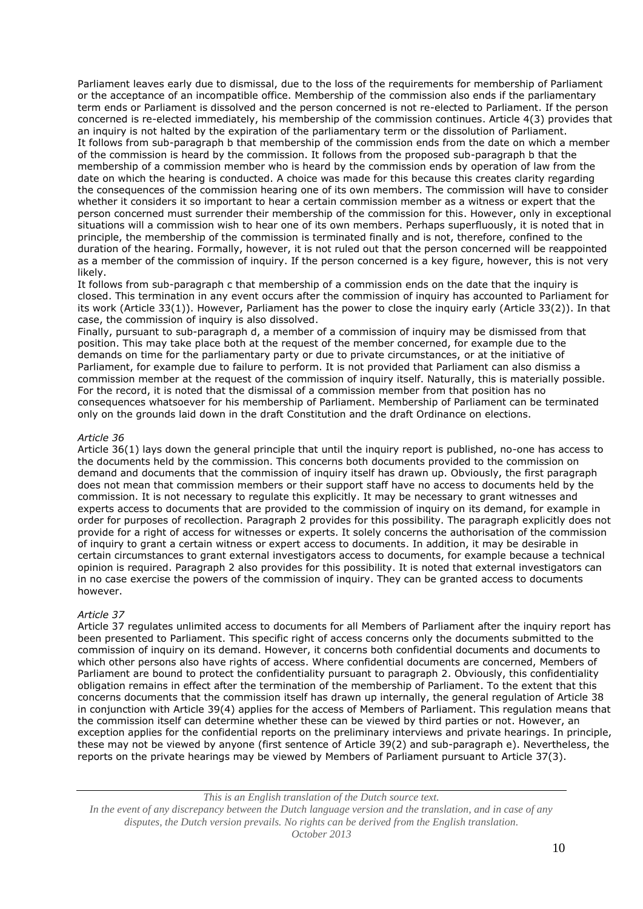Parliament leaves early due to dismissal, due to the loss of the requirements for membership of Parliament or the acceptance of an incompatible office. Membership of the commission also ends if the parliamentary term ends or Parliament is dissolved and the person concerned is not re-elected to Parliament. If the person concerned is re-elected immediately, his membership of the commission continues. Article 4(3) provides that an inquiry is not halted by the expiration of the parliamentary term or the dissolution of Parliament.
It follows from sub-paragraph b that membership of the commission ends from the date on which a member of the commission is heard by the commission. It follows from the proposed sub-paragraph b that the membership of a commission member who is heard by the commission ends by operation of law from the date on which the hearing is conducted. A choice was made for this because this creates clarity regarding the consequences of the commission hearing one of its own members. The commission will have to consider whether it considers it so important to hear a certain commission member as a witness or expert that the person concerned must surrender their membership of the commission for this. However, only in exceptional situations will a commission wish to hear one of its own members. Perhaps superfluously, it is noted that in principle, the membership of the commission is terminated finally and is not, therefore, confined to the duration of the hearing. Formally, however, it is not ruled out that the person concerned will be reappointed as a member of the commission of inquiry. If the person concerned is a key figure, however, this is not very likely.
It follows from sub-paragraph c that membership of a commission ends on the date that the inquiry is closed. This termination in any event occurs after the commission of inquiry has accounted to Parliament for its work (Article 33(1)). However, Parliament has the power to close the inquiry early (Article 33(2)). In that case, the commission of inquiry is also dissolved.
Finally, pursuant to sub-paragraph d, a member of a commission of inquiry may be dismissed from that position. This may take place both at the request of the member concerned, for example due to the demands on time for the parliamentary party or due to private circumstances, or at the initiative of Parliament, for example due to failure to perform. It is not provided that Parliament can also dismiss a commission member at the request of the commission of inquiry itself. Naturally, this is materially possible. For the record, it is noted that the dismissal of a commission member from that position has no consequences whatsoever for his membership of Parliament. Membership of Parliament can be terminated only on the grounds laid down in the draft Constitution and the draft Ordinance on elections.

*Article 36*

Article 36(1) lays down the general principle that until the inquiry report is published, no-one has access to the documents held by the commission. This concerns both documents provided to the commission on demand and documents that the commission of inquiry itself has drawn up. Obviously, the first paragraph does not mean that commission members or their support staff have no access to documents held by the commission. It is not necessary to regulate this explicitly. It may be necessary to grant witnesses and experts access to documents that are provided to the commission of inquiry on its demand, for example in order for purposes of recollection. Paragraph 2 provides for this possibility. The paragraph explicitly does not provide for a right of access for witnesses or experts. It solely concerns the authorisation of the commission of inquiry to grant a certain witness or expert access to documents. In addition, it may be desirable in certain circumstances to grant external investigators access to documents, for example because a technical opinion is required. Paragraph 2 also provides for this possibility. It is noted that external investigators can in no case exercise the powers of the commission of inquiry. They can be granted access to documents however.

*Article 37*

Article 37 regulates unlimited access to documents for all Members of Parliament after the inquiry report has been presented to Parliament. This specific right of access concerns only the documents submitted to the commission of inquiry on its demand. However, it concerns both confidential documents and documents to which other persons also have rights of access. Where confidential documents are concerned, Members of Parliament are bound to protect the confidentiality pursuant to paragraph 2. Obviously, this confidentiality obligation remains in effect after the termination of the membership of Parliament. To the extent that this concerns documents that the commission itself has drawn up internally, the general regulation of Article 38 in conjunction with Article 39(4) applies for the access of Members of Parliament. This regulation means that the commission itself can determine whether these can be viewed by third parties or not. However, an exception applies for the confidential reports on the preliminary interviews and private hearings. In principle, these may not be viewed by anyone (first sentence of Article 39(2) and sub-paragraph e). Nevertheless, the reports on the private hearings may be viewed by Members of Parliament pursuant to Article 37(3).

*This is an English translation of the Dutch source text.*
*In the event of any discrepancy between the Dutch language version and the translation, and in case of any disputes, the Dutch version prevails. No rights can be derived from the English translation.*
*October 2013*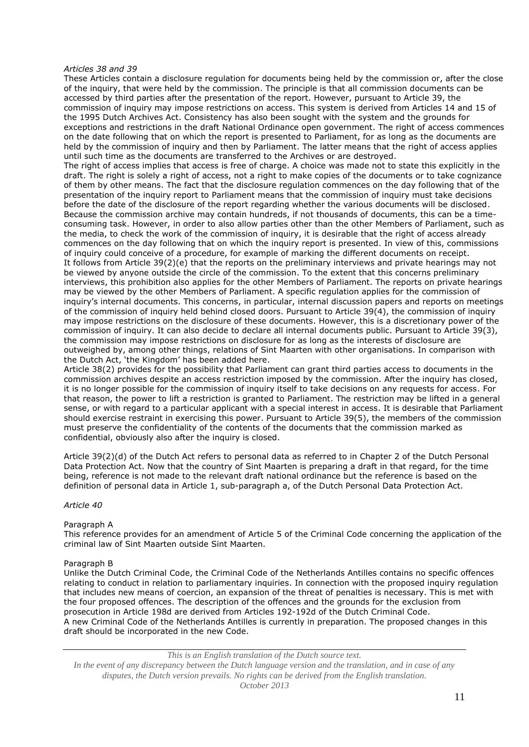*Articles 38 and 39*

These Articles contain a disclosure regulation for documents being held by the commission or, after the close of the inquiry, that were held by the commission. The principle is that all commission documents can be accessed by third parties after the presentation of the report. However, pursuant to Article 39, the commission of inquiry may impose restrictions on access. This system is derived from Articles 14 and 15 of the 1995 Dutch Archives Act. Consistency has also been sought with the system and the grounds for exceptions and restrictions in the draft National Ordinance open government. The right of access commences on the date following that on which the report is presented to Parliament, for as long as the documents are held by the commission of inquiry and then by Parliament. The latter means that the right of access applies until such time as the documents are transferred to the Archives or are destroyed.

The right of access implies that access is free of charge. A choice was made not to state this explicitly in the draft. The right is solely a right of access, not a right to make copies of the documents or to take cognizance of them by other means. The fact that the disclosure regulation commences on the day following that of the presentation of the inquiry report to Parliament means that the commission of inquiry must take decisions before the date of the disclosure of the report regarding whether the various documents will be disclosed. Because the commission archive may contain hundreds, if not thousands of documents, this can be a time-consuming task. However, in order to also allow parties other than the other Members of Parliament, such as the media, to check the work of the commission of inquiry, it is desirable that the right of access already commences on the day following that on which the inquiry report is presented. In view of this, commissions of inquiry could conceive of a procedure, for example of marking the different documents on receipt.

It follows from Article 39(2)(e) that the reports on the preliminary interviews and private hearings may not be viewed by anyone outside the circle of the commission. To the extent that this concerns preliminary interviews, this prohibition also applies for the other Members of Parliament. The reports on private hearings may be viewed by the other Members of Parliament. A specific regulation applies for the commission of inquiry's internal documents. This concerns, in particular, internal discussion papers and reports on meetings of the commission of inquiry held behind closed doors. Pursuant to Article 39(4), the commission of inquiry may impose restrictions on the disclosure of these documents. However, this is a discretionary power of the commission of inquiry. It can also decide to declare all internal documents public. Pursuant to Article 39(3), the commission may impose restrictions on disclosure for as long as the interests of disclosure are outweighed by, among other things, relations of Sint Maarten with other organisations. In comparison with the Dutch Act, 'the Kingdom' has been added here.

Article 38(2) provides for the possibility that Parliament can grant third parties access to documents in the commission archives despite an access restriction imposed by the commission. After the inquiry has closed, it is no longer possible for the commission of inquiry itself to take decisions on any requests for access. For that reason, the power to lift a restriction is granted to Parliament. The restriction may be lifted in a general sense, or with regard to a particular applicant with a special interest in access. It is desirable that Parliament should exercise restraint in exercising this power. Pursuant to Article 39(5), the members of the commission must preserve the confidentiality of the contents of the documents that the commission marked as confidential, obviously also after the inquiry is closed.

Article 39(2)(d) of the Dutch Act refers to personal data as referred to in Chapter 2 of the Dutch Personal Data Protection Act. Now that the country of Sint Maarten is preparing a draft in that regard, for the time being, reference is not made to the relevant draft national ordinance but the reference is based on the definition of personal data in Article 1, sub-paragraph a, of the Dutch Personal Data Protection Act.

*Article 40*

Paragraph A

This reference provides for an amendment of Article 5 of the Criminal Code concerning the application of the criminal law of Sint Maarten outside Sint Maarten.

Paragraph B

Unlike the Dutch Criminal Code, the Criminal Code of the Netherlands Antilles contains no specific offences relating to conduct in relation to parliamentary inquiries. In connection with the proposed inquiry regulation that includes new means of coercion, an expansion of the threat of penalties is necessary. This is met with the four proposed offences. The description of the offences and the grounds for the exclusion from prosecution in Article 198d are derived from Articles 192-192d of the Dutch Criminal Code.

A new Criminal Code of the Netherlands Antilles is currently in preparation. The proposed changes in this draft should be incorporated in the new Code.